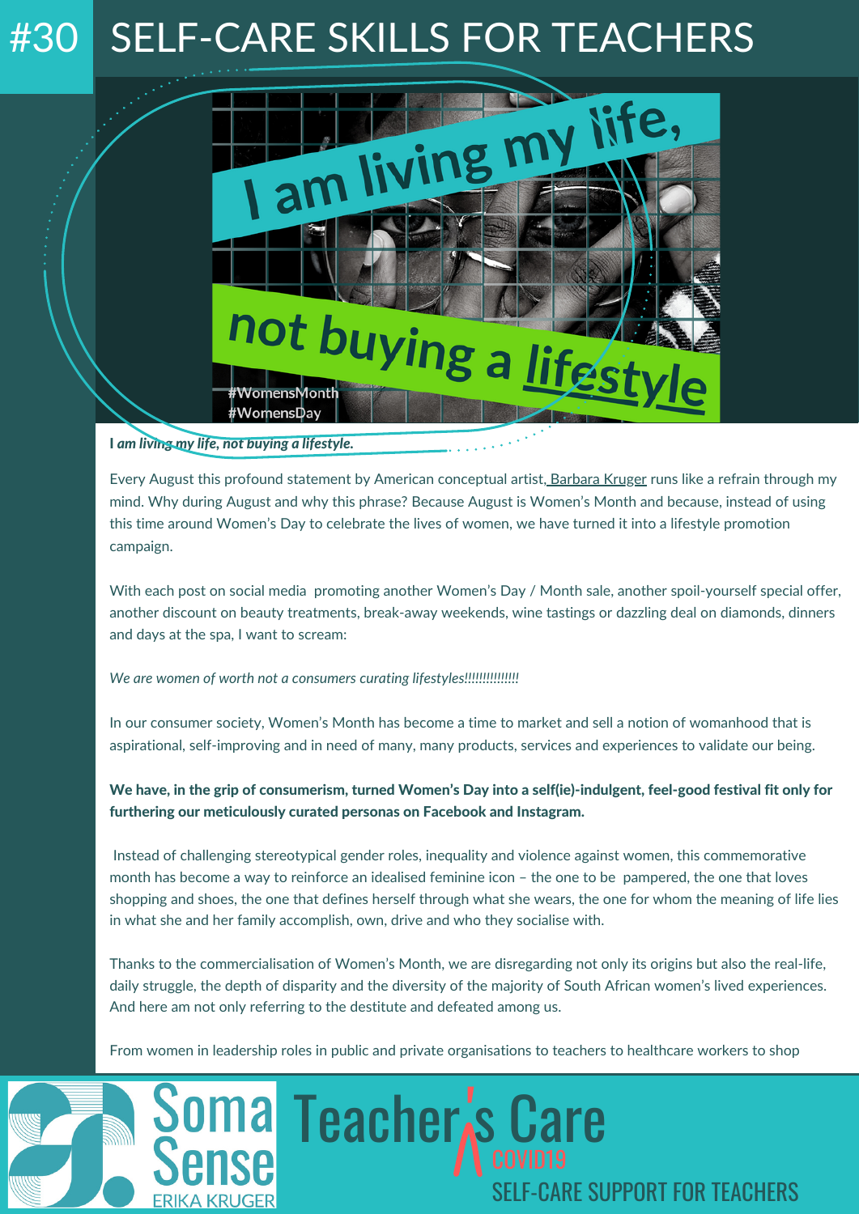# #30 SELF-CARE SKILLS FOR TEACHERS

***I am living my life, not buying a lifestyle.***

Every August this profound statement by American conceptual artist, Barbara Kruger runs like a refrain through my mind. Why during August and why this phrase? Because August is Women's Month and because, instead of using this time around Women's Day to celebrate the lives of women, we have turned it into a lifestyle promotion campaign.

With each post on social media promoting another Women's Day / Month sale, another spoil-yourself special offer, another discount on beauty treatments, break-away weekends, wine tastings or dazzling deal on diamonds, dinners and days at the spa, I want to scream:

*We are women of worth not a consumers curating lifestyles!!!!!!!!!!!!!!*

In our consumer society, Women's Month has become a time to market and sell a notion of womanhood that is aspirational, self-improving and in need of many, many products, services and experiences to validate our being.

**We have, in the grip of consumerism, turned Women's Day into a self(ie)-indulgent, feel-good festival fit only for furthering our meticulously curated personas on Facebook and Instagram.**

Instead of challenging stereotypical gender roles, inequality and violence against women, this commemorative month has become a way to reinforce an idealised feminine icon – the one to be pampered, the one that loves shopping and shoes, the one that defines herself through what she wears, the one for whom the meaning of life lies in what she and her family accomplish, own, drive and who they socialise with.

Thanks to the commercialisation of Women's Month, we are disregarding not only its origins but also the real-life, daily struggle, the depth of disparity and the diversity of the majority of South African women's lived experiences. And here am not only referring to the destitute and defeated among us.

From women in leadership roles in public and private organisations to teachers to healthcare workers to shop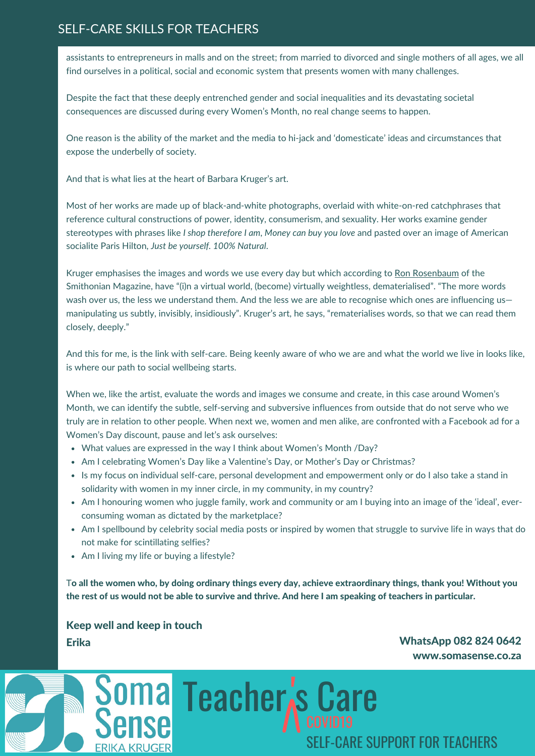assistants to entrepreneurs in malls and on the street; from married to divorced and single mothers of all ages, we all find ourselves in a political, social and economic system that presents women with many challenges.

Despite the fact that these deeply entrenched gender and social inequalities and its devastating societal consequences are discussed during every Women's Month, no real change seems to happen.

One reason is the ability of the market and the media to hi-jack and 'domesticate' ideas and circumstances that expose the underbelly of society.

And that is what lies at the heart of Barbara Kruger's art.

Most of her works are made up of black-and-white photographs, overlaid with white-on-red catchphrases that reference cultural constructions of power, identity, consumerism, and sexuality. Her works examine gender stereotypes with phrases like *I shop therefore I am*, *Money can buy you love* and pasted over an image of American socialite Paris Hilton, *Just be yourself. 100% Natural*.

Kruger emphasises the images and words we use every day but which according to Ron Rosenbaum of the Smithonian Magazine, have "(i)n a virtual world, (become) virtually weightless, dematerialised". "The more words wash over us, the less we understand them. And the less we are able to recognise which ones are influencing us—manipulating us subtly, invisibly, insidiously". Kruger's art, he says, "rematerialises words, so that we can read them closely, deeply."

And this for me, is the link with self-care. Being keenly aware of who we are and what the world we live in looks like, is where our path to social wellbeing starts.

When we, like the artist, evaluate the words and images we consume and create, in this case around Women's Month, we can identify the subtle, self-serving and subversive influences from outside that do not serve who we truly are in relation to other people. When next we, women and men alike, are confronted with a Facebook ad for a Women's Day discount, pause and let's ask ourselves:

- What values are expressed in the way I think about Women's Month /Day?
- Am I celebrating Women's Day like a Valentine's Day, or Mother's Day or Christmas?
- Is my focus on individual self-care, personal development and empowerment only or do I also take a stand in solidarity with women in my inner circle, in my community, in my country?
- Am I honouring women who juggle family, work and community or am I buying into an image of the 'ideal', ever-consuming woman as dictated by the marketplace?
- Am I spellbound by celebrity social media posts or inspired by women that struggle to survive life in ways that do not make for scintillating selfies?
- Am I living my life or buying a lifestyle?

**To all the women who, by doing ordinary things every day, achieve extraordinary things, thank you! Without you the rest of us would not be able to survive and thrive. And here I am speaking of teachers in particular.**

**Keep well and keep in touch**
**Erika**

**WhatsApp 082 824 0642**
**www.somasense.co.za**

Soma Sense
ERIKA KRUGER

Teacher's Care
COVID19
SELF-CARE SUPPORT FOR TEACHERS